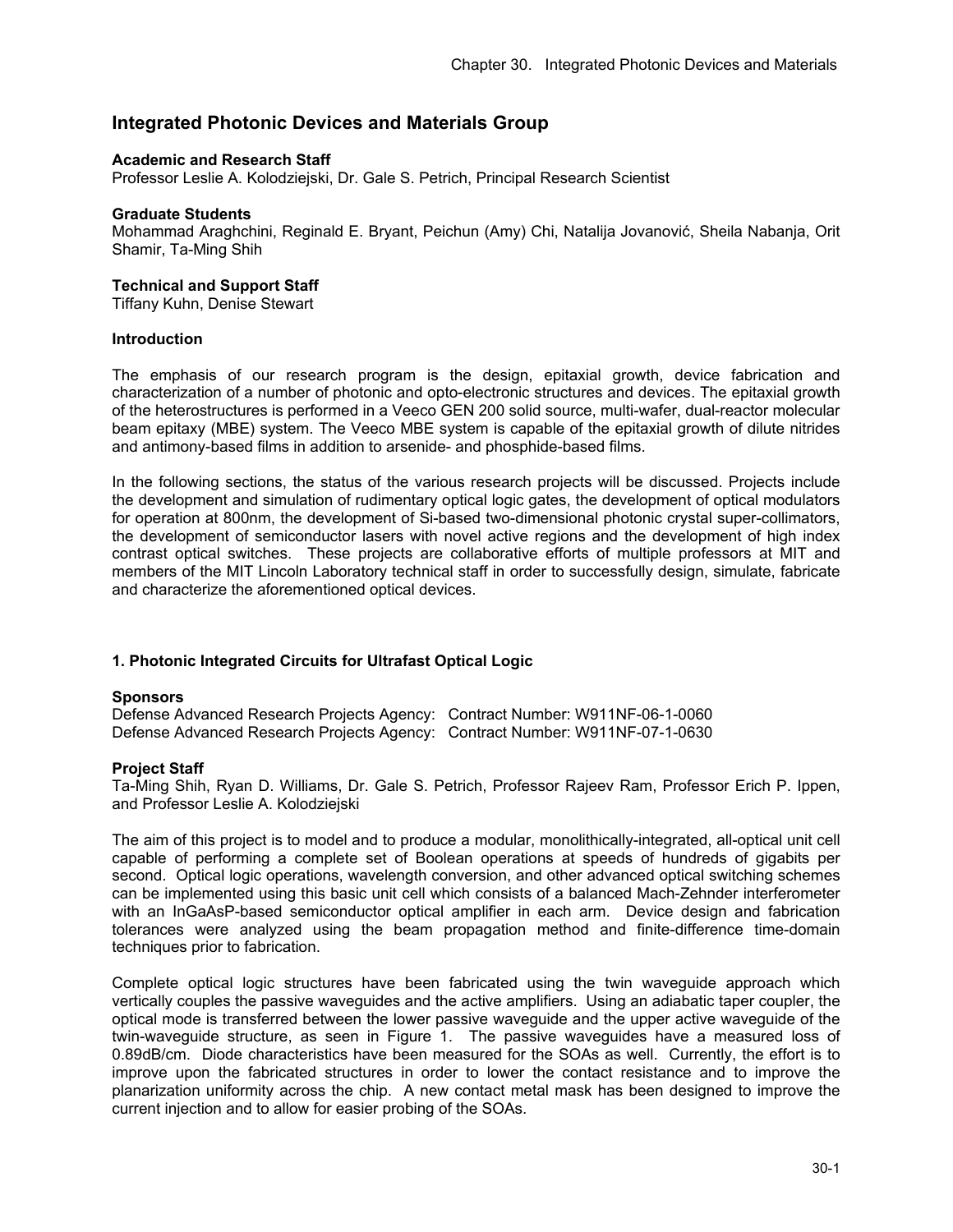# Integrated Photonic Devices and Materials Group

**Academic and Research Staff**
Professor Leslie A. Kolodziejski, Dr. Gale S. Petrich, Principal Research Scientist

**Graduate Students**
Mohammad Araghchini, Reginald E. Bryant, Peichun (Amy) Chi, Natalija Jovanović, Sheila Nabanja, Orit Shamir, Ta-Ming Shih

**Technical and Support Staff**
Tiffany Kuhn, Denise Stewart

**Introduction**

The emphasis of our research program is the design, epitaxial growth, device fabrication and characterization of a number of photonic and opto-electronic structures and devices. The epitaxial growth of the heterostructures is performed in a Veeco GEN 200 solid source, multi-wafer, dual-reactor molecular beam epitaxy (MBE) system. The Veeco MBE system is capable of the epitaxial growth of dilute nitrides and antimony-based films in addition to arsenide- and phosphide-based films.

In the following sections, the status of the various research projects will be discussed. Projects include the development and simulation of rudimentary optical logic gates, the development of optical modulators for operation at 800nm, the development of Si-based two-dimensional photonic crystal super-collimators, the development of semiconductor lasers with novel active regions and the development of high index contrast optical switches. These projects are collaborative efforts of multiple professors at MIT and members of the MIT Lincoln Laboratory technical staff in order to successfully design, simulate, fabricate and characterize the aforementioned optical devices.

## 1. Photonic Integrated Circuits for Ultrafast Optical Logic

**Sponsors**
Defense Advanced Research Projects Agency: Contract Number: W911NF-06-1-0060
Defense Advanced Research Projects Agency: Contract Number: W911NF-07-1-0630

**Project Staff**
Ta-Ming Shih, Ryan D. Williams, Dr. Gale S. Petrich, Professor Rajeev Ram, Professor Erich P. Ippen, and Professor Leslie A. Kolodziejski

The aim of this project is to model and to produce a modular, monolithically-integrated, all-optical unit cell capable of performing a complete set of Boolean operations at speeds of hundreds of gigabits per second. Optical logic operations, wavelength conversion, and other advanced optical switching schemes can be implemented using this basic unit cell which consists of a balanced Mach-Zehnder interferometer with an InGaAsP-based semiconductor optical amplifier in each arm. Device design and fabrication tolerances were analyzed using the beam propagation method and finite-difference time-domain techniques prior to fabrication.

Complete optical logic structures have been fabricated using the twin waveguide approach which vertically couples the passive waveguides and the active amplifiers. Using an adiabatic taper coupler, the optical mode is transferred between the lower passive waveguide and the upper active waveguide of the twin-waveguide structure, as seen in Figure 1. The passive waveguides have a measured loss of 0.89dB/cm. Diode characteristics have been measured for the SOAs as well. Currently, the effort is to improve upon the fabricated structures in order to lower the contact resistance and to improve the planarization uniformity across the chip. A new contact metal mask has been designed to improve the current injection and to allow for easier probing of the SOAs.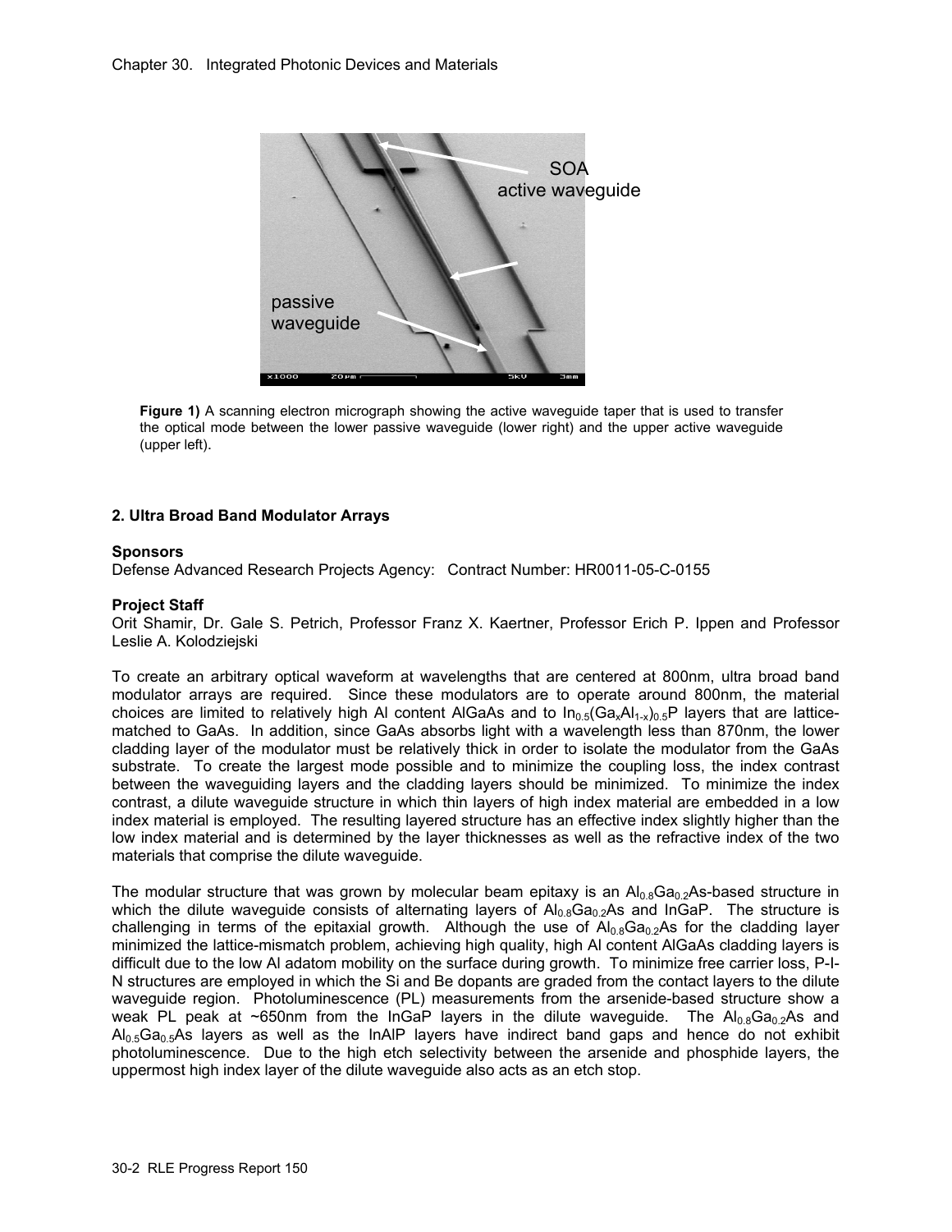SOA
active waveguide

passive
waveguide

x1000 20µm 5kV 3mm

**Figure 1)** A scanning electron micrograph showing the active waveguide taper that is used to transfer the optical mode between the lower passive waveguide (lower right) and the upper active waveguide (upper left).

## 2. Ultra Broad Band Modulator Arrays

### Sponsors

Defense Advanced Research Projects Agency: Contract Number: HR0011-05-C-0155

### Project Staff

Orit Shamir, Dr. Gale S. Petrich, Professor Franz X. Kaertner, Professor Erich P. Ippen and Professor Leslie A. Kolodziejski

To create an arbitrary optical waveform at wavelengths that are centered at 800nm, ultra broad band modulator arrays are required. Since these modulators are to operate around 800nm, the material choices are limited to relatively high Al content AlGaAs and to $In_{0.5}(Ga_xAl_{1-x})_{0.5}P$ layers that are lattice-matched to GaAs. In addition, since GaAs absorbs light with a wavelength less than 870nm, the lower cladding layer of the modulator must be relatively thick in order to isolate the modulator from the GaAs substrate. To create the largest mode possible and to minimize the coupling loss, the index contrast between the waveguiding layers and the cladding layers should be minimized. To minimize the index contrast, a dilute waveguide structure in which thin layers of high index material are embedded in a low index material is employed. The resulting layered structure has an effective index slightly higher than the low index material and is determined by the layer thicknesses as well as the refractive index of the two materials that comprise the dilute waveguide.

The modular structure that was grown by molecular beam epitaxy is an $Al_{0.8}Ga_{0.2}As$-based structure in which the dilute waveguide consists of alternating layers of $Al_{0.8}Ga_{0.2}As$ and InGaP. The structure is challenging in terms of the epitaxial growth. Although the use of $Al_{0.8}Ga_{0.2}As$ for the cladding layer minimized the lattice-mismatch problem, achieving high quality, high Al content AlGaAs cladding layers is difficult due to the low Al adatom mobility on the surface during growth. To minimize free carrier loss, P-I-N structures are employed in which the Si and Be dopants are graded from the contact layers to the dilute waveguide region. Photoluminescence (PL) measurements from the arsenide-based structure show a weak PL peak at ~650nm from the InGaP layers in the dilute waveguide. The $Al_{0.8}Ga_{0.2}As$ and $Al_{0.5}Ga_{0.5}As$ layers as well as the InAlP layers have indirect band gaps and hence do not exhibit photoluminescence. Due to the high etch selectivity between the arsenide and phosphide layers, the uppermost high index layer of the dilute waveguide also acts as an etch stop.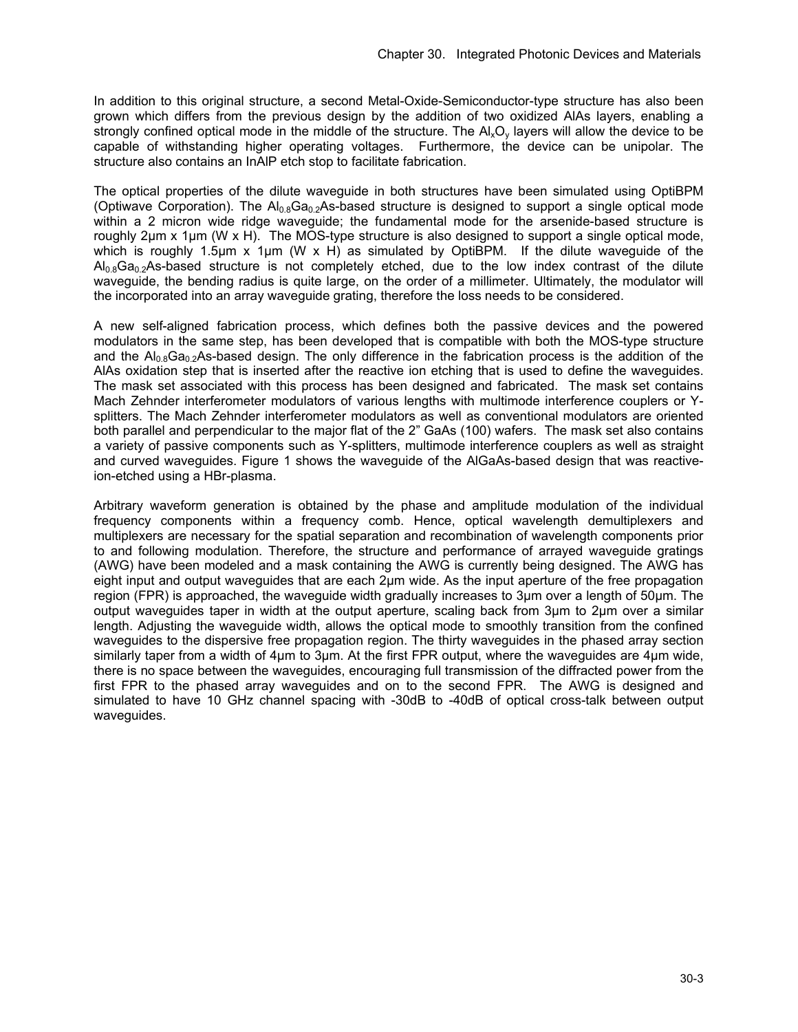In addition to this original structure, a second Metal-Oxide-Semiconductor-type structure has also been grown which differs from the previous design by the addition of two oxidized AlAs layers, enabling a strongly confined optical mode in the middle of the structure. The $Al_xO_y$ layers will allow the device to be capable of withstanding higher operating voltages. Furthermore, the device can be unipolar. The structure also contains an InAlP etch stop to facilitate fabrication.

The optical properties of the dilute waveguide in both structures have been simulated using OptiBPM (Optiwave Corporation). The $Al_{0.8}Ga_{0.2}As$-based structure is designed to support a single optical mode within a 2 micron wide ridge waveguide; the fundamental mode for the arsenide-based structure is roughly 2μm x 1μm (W x H). The MOS-type structure is also designed to support a single optical mode, which is roughly 1.5μm x 1μm (W x H) as simulated by OptiBPM. If the dilute waveguide of the $Al_{0.8}Ga_{0.2}As$-based structure is not completely etched, due to the low index contrast of the dilute waveguide, the bending radius is quite large, on the order of a millimeter. Ultimately, the modulator will the incorporated into an array waveguide grating, therefore the loss needs to be considered.

A new self-aligned fabrication process, which defines both the passive devices and the powered modulators in the same step, has been developed that is compatible with both the MOS-type structure and the $Al_{0.8}Ga_{0.2}As$-based design. The only difference in the fabrication process is the addition of the AlAs oxidation step that is inserted after the reactive ion etching that is used to define the waveguides. The mask set associated with this process has been designed and fabricated. The mask set contains Mach Zehnder interferometer modulators of various lengths with multimode interference couplers or Y-splitters. The Mach Zehnder interferometer modulators as well as conventional modulators are oriented both parallel and perpendicular to the major flat of the 2" GaAs (100) wafers. The mask set also contains a variety of passive components such as Y-splitters, multimode interference couplers as well as straight and curved waveguides. Figure 1 shows the waveguide of the AlGaAs-based design that was reactive-ion-etched using a HBr-plasma.

Arbitrary waveform generation is obtained by the phase and amplitude modulation of the individual frequency components within a frequency comb. Hence, optical wavelength demultiplexers and multiplexers are necessary for the spatial separation and recombination of wavelength components prior to and following modulation. Therefore, the structure and performance of arrayed waveguide gratings (AWG) have been modeled and a mask containing the AWG is currently being designed. The AWG has eight input and output waveguides that are each 2μm wide. As the input aperture of the free propagation region (FPR) is approached, the waveguide width gradually increases to 3μm over a length of 50μm. The output waveguides taper in width at the output aperture, scaling back from 3μm to 2μm over a similar length. Adjusting the waveguide width, allows the optical mode to smoothly transition from the confined waveguides to the dispersive free propagation region. The thirty waveguides in the phased array section similarly taper from a width of 4μm to 3μm. At the first FPR output, where the waveguides are 4μm wide, there is no space between the waveguides, encouraging full transmission of the diffracted power from the first FPR to the phased array waveguides and on to the second FPR. The AWG is designed and simulated to have 10 GHz channel spacing with -30dB to -40dB of optical cross-talk between output waveguides.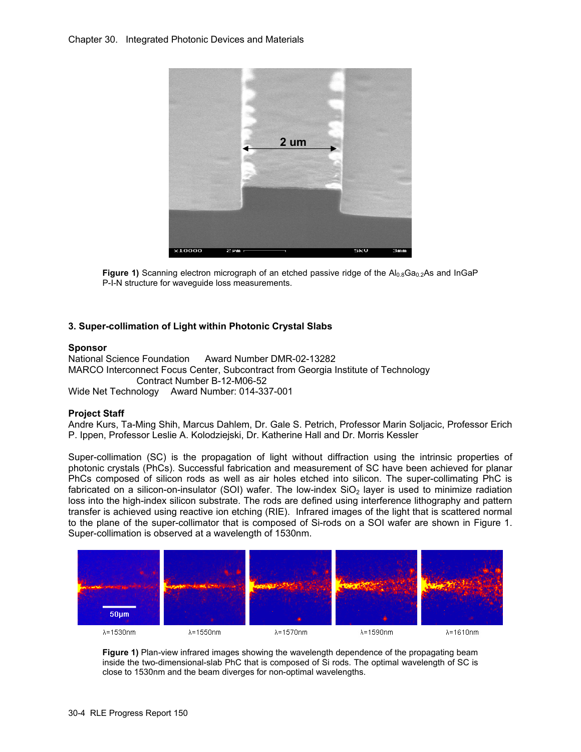Figure 1) Scanning electron micrograph of an etched passive ridge of the $Al_{0.8}Ga_{0.2}As$ and InGaP P-I-N structure for waveguide loss measurements.

### 3. Super-collimation of Light within Photonic Crystal Slabs

**Sponsor**

National Science Foundation Award Number DMR-02-13282
MARCO Interconnect Focus Center, Subcontract from Georgia Institute of Technology
Contract Number B-12-M06-52
Wide Net Technology Award Number: 014-337-001

**Project Staff**

Andre Kurs, Ta-Ming Shih, Marcus Dahlem, Dr. Gale S. Petrich, Professor Marin Soljacic, Professor Erich P. Ippen, Professor Leslie A. Kolodziejski, Dr. Katherine Hall and Dr. Morris Kessler

Super-collimation (SC) is the propagation of light without diffraction using the intrinsic properties of photonic crystals (PhCs). Successful fabrication and measurement of SC have been achieved for planar PhCs composed of silicon rods as well as air holes etched into silicon. The super-collimating PhC is fabricated on a silicon-on-insulator (SOI) wafer. The low-index $SiO_2$ layer is used to minimize radiation loss into the high-index silicon substrate. The rods are defined using interference lithography and pattern transfer is achieved using reactive ion etching (RIE). Infrared images of the light that is scattered normal to the plane of the super-collimator that is composed of Si-rods on a SOI wafer are shown in Figure 1. Super-collimation is observed at a wavelength of 1530nm.

50μm

λ=1530nm λ=1550nm λ=1570nm λ=1590nm λ=1610nm

Figure 1) Plan-view infrared images showing the wavelength dependence of the propagating beam inside the two-dimensional-slab PhC that is composed of Si rods. The optimal wavelength of SC is close to 1530nm and the beam diverges for non-optimal wavelengths.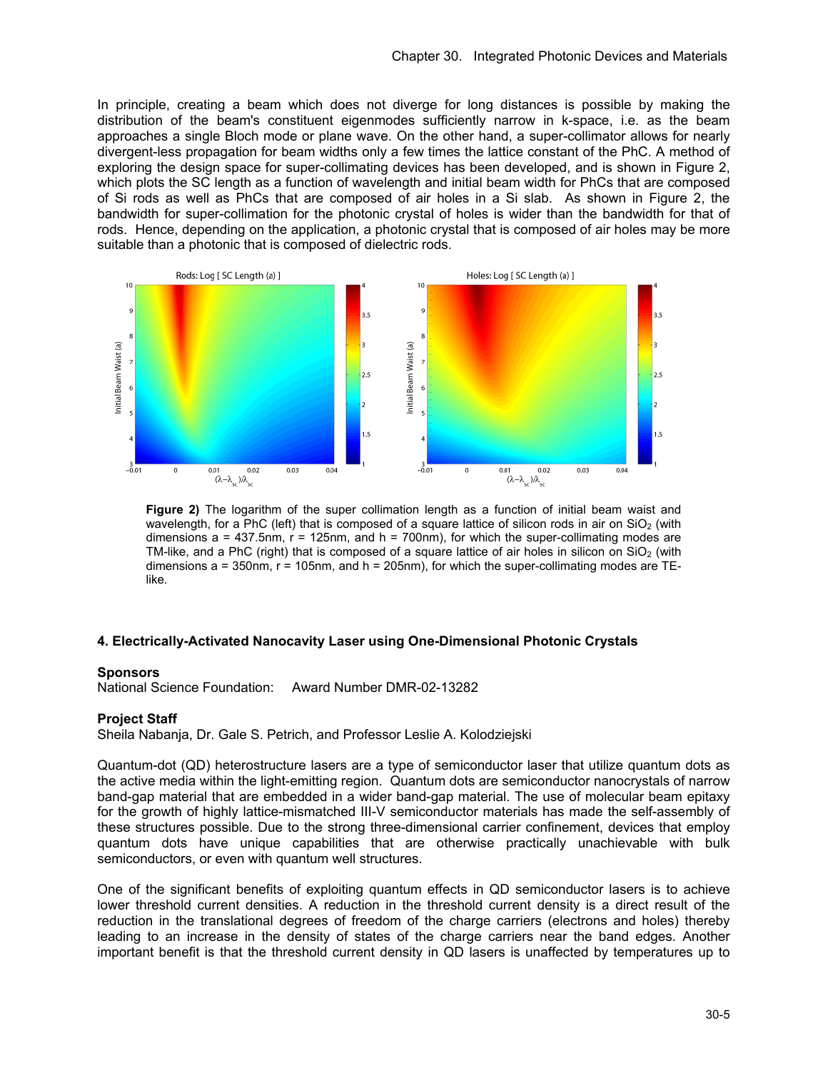In principle, creating a beam which does not diverge for long distances is possible by making the distribution of the beam's constituent eigenmodes sufficiently narrow in k-space, i.e. as the beam approaches a single Bloch mode or plane wave. On the other hand, a super-collimator allows for nearly divergent-less propagation for beam widths only a few times the lattice constant of the PhC. A method of exploring the design space for super-collimating devices has been developed, and is shown in Figure 2, which plots the SC length as a function of wavelength and initial beam width for PhCs that are composed of Si rods as well as PhCs that are composed of air holes in a Si slab. As shown in Figure 2, the bandwidth for super-collimation for the photonic crystal of holes is wider than the bandwidth for that of rods. Hence, depending on the application, a photonic crystal that is composed of air holes may be more suitable than a photonic that is composed of dielectric rods.

Rods: Log [ SC Length (a) ]

Holes: Log [ SC Length (a) ]

Initial Beam Waist (a)

$(\lambda-\lambda_{sc})/\lambda_{sc}$

**Figure 2)** The logarithm of the super collimation length as a function of initial beam waist and wavelength, for a PhC (left) that is composed of a square lattice of silicon rods in air on $SiO_2$ (with dimensions a = 437.5nm, r = 125nm, and h = 700nm), for which the super-collimating modes are TM-like, and a PhC (right) that is composed of a square lattice of air holes in silicon on $SiO_2$ (with dimensions a = 350nm, r = 105nm, and h = 205nm), for which the super-collimating modes are TE-like.

### 4. Electrically-Activated Nanocavity Laser using One-Dimensional Photonic Crystals

**Sponsors**
National Science Foundation: Award Number DMR-02-13282

**Project Staff**
Sheila Nabanja, Dr. Gale S. Petrich, and Professor Leslie A. Kolodziejski

Quantum-dot (QD) heterostructure lasers are a type of semiconductor laser that utilize quantum dots as the active media within the light-emitting region. Quantum dots are semiconductor nanocrystals of narrow band-gap material that are embedded in a wider band-gap material. The use of molecular beam epitaxy for the growth of highly lattice-mismatched III-V semiconductor materials has made the self-assembly of these structures possible. Due to the strong three-dimensional carrier confinement, devices that employ quantum dots have unique capabilities that are otherwise practically unachievable with bulk semiconductors, or even with quantum well structures.

One of the significant benefits of exploiting quantum effects in QD semiconductor lasers is to achieve lower threshold current densities. A reduction in the threshold current density is a direct result of the reduction in the translational degrees of freedom of the charge carriers (electrons and holes) thereby leading to an increase in the density of states of the charge carriers near the band edges. Another important benefit is that the threshold current density in QD lasers is unaffected by temperatures up to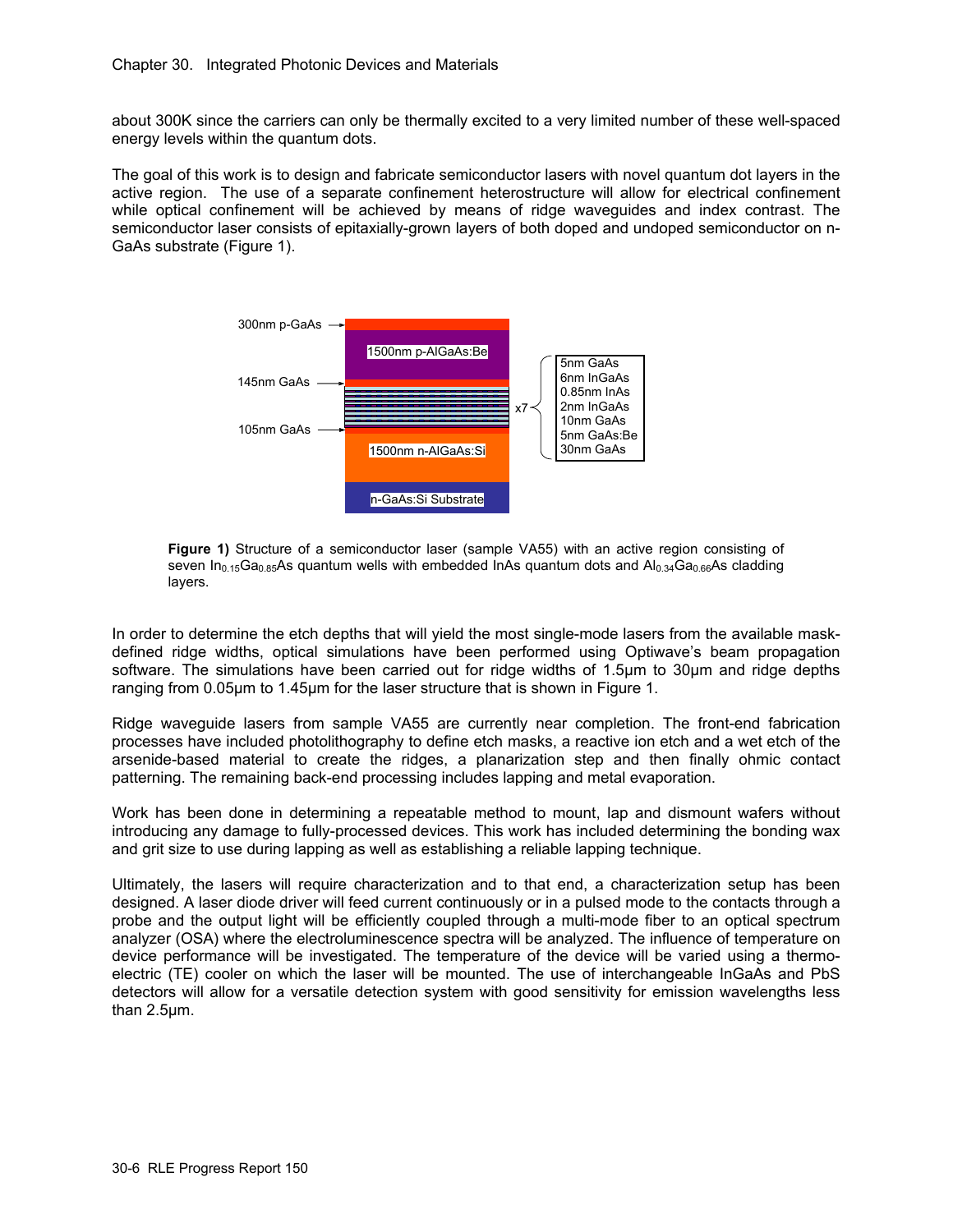about 300K since the carriers can only be thermally excited to a very limited number of these well-spaced energy levels within the quantum dots.

The goal of this work is to design and fabricate semiconductor lasers with novel quantum dot layers in the active region. The use of a separate confinement heterostructure will allow for electrical confinement while optical confinement will be achieved by means of ridge waveguides and index contrast. The semiconductor laser consists of epitaxially-grown layers of both doped and undoped semiconductor on n-GaAs substrate (Figure 1).

**Figure 1)** Structure of a semiconductor laser (sample VA55) with an active region consisting of seven $In_{0.15}Ga_{0.85}As$ quantum wells with embedded InAs quantum dots and $Al_{0.34}Ga_{0.66}As$ cladding layers.

In order to determine the etch depths that will yield the most single-mode lasers from the available mask-defined ridge widths, optical simulations have been performed using Optiwave's beam propagation software. The simulations have been carried out for ridge widths of 1.5µm to 30µm and ridge depths ranging from 0.05µm to 1.45µm for the laser structure that is shown in Figure 1.

Ridge waveguide lasers from sample VA55 are currently near completion. The front-end fabrication processes have included photolithography to define etch masks, a reactive ion etch and a wet etch of the arsenide-based material to create the ridges, a planarization step and then finally ohmic contact patterning. The remaining back-end processing includes lapping and metal evaporation.

Work has been done in determining a repeatable method to mount, lap and dismount wafers without introducing any damage to fully-processed devices. This work has included determining the bonding wax and grit size to use during lapping as well as establishing a reliable lapping technique.

Ultimately, the lasers will require characterization and to that end, a characterization setup has been designed. A laser diode driver will feed current continuously or in a pulsed mode to the contacts through a probe and the output light will be efficiently coupled through a multi-mode fiber to an optical spectrum analyzer (OSA) where the electroluminescence spectra will be analyzed. The influence of temperature on device performance will be investigated. The temperature of the device will be varied using a thermo-electric (TE) cooler on which the laser will be mounted. The use of interchangeable InGaAs and PbS detectors will allow for a versatile detection system with good sensitivity for emission wavelengths less than 2.5µm.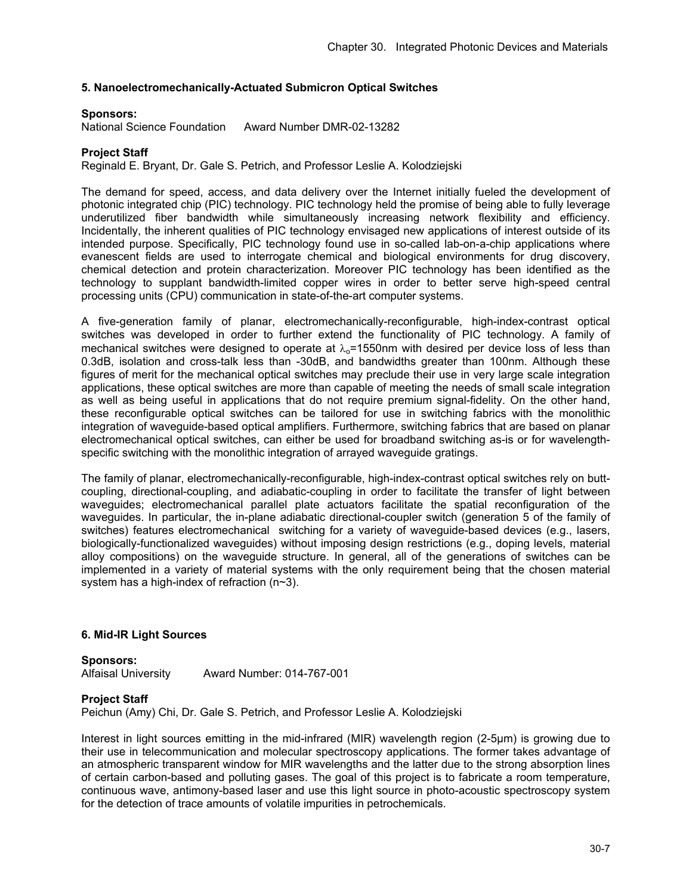### 5. Nanoelectromechanically-Actuated Submicron Optical Switches

**Sponsors:**
National Science Foundation Award Number DMR-02-13282

**Project Staff**
Reginald E. Bryant, Dr. Gale S. Petrich, and Professor Leslie A. Kolodziejski

The demand for speed, access, and data delivery over the Internet initially fueled the development of photonic integrated chip (PIC) technology. PIC technology held the promise of being able to fully leverage underutilized fiber bandwidth while simultaneously increasing network flexibility and efficiency. Incidentally, the inherent qualities of PIC technology envisaged new applications of interest outside of its intended purpose. Specifically, PIC technology found use in so-called lab-on-a-chip applications where evanescent fields are used to interrogate chemical and biological environments for drug discovery, chemical detection and protein characterization. Moreover PIC technology has been identified as the technology to supplant bandwidth-limited copper wires in order to better serve high-speed central processing units (CPU) communication in state-of-the-art computer systems.

A five-generation family of planar, electromechanically-reconfigurable, high-index-contrast optical switches was developed in order to further extend the functionality of PIC technology. A family of mechanical switches were designed to operate at $\lambda_o$=1550nm with desired per device loss of less than 0.3dB, isolation and cross-talk less than -30dB, and bandwidths greater than 100nm. Although these figures of merit for the mechanical optical switches may preclude their use in very large scale integration applications, these optical switches are more than capable of meeting the needs of small scale integration as well as being useful in applications that do not require premium signal-fidelity. On the other hand, these reconfigurable optical switches can be tailored for use in switching fabrics with the monolithic integration of waveguide-based optical amplifiers. Furthermore, switching fabrics that are based on planar electromechanical optical switches, can either be used for broadband switching as-is or for wavelength-specific switching with the monolithic integration of arrayed waveguide gratings.

The family of planar, electromechanically-reconfigurable, high-index-contrast optical switches rely on butt-coupling, directional-coupling, and adiabatic-coupling in order to facilitate the transfer of light between waveguides; electromechanical parallel plate actuators facilitate the spatial reconfiguration of the waveguides. In particular, the in-plane adiabatic directional-coupler switch (generation 5 of the family of switches) features electromechanical switching for a variety of waveguide-based devices (e.g., lasers, biologically-functionalized waveguides) without imposing design restrictions (e.g., doping levels, material alloy compositions) on the waveguide structure. In general, all of the generations of switches can be implemented in a variety of material systems with the only requirement being that the chosen material system has a high-index of refraction (n~3).

### 6. Mid-IR Light Sources

**Sponsors:**
Alfaisal University Award Number: 014-767-001

**Project Staff**
Peichun (Amy) Chi, Dr. Gale S. Petrich, and Professor Leslie A. Kolodziejski

Interest in light sources emitting in the mid-infrared (MIR) wavelength region (2-5μm) is growing due to their use in telecommunication and molecular spectroscopy applications. The former takes advantage of an atmospheric transparent window for MIR wavelengths and the latter due to the strong absorption lines of certain carbon-based and polluting gases. The goal of this project is to fabricate a room temperature, continuous wave, antimony-based laser and use this light source in photo-acoustic spectroscopy system for the detection of trace amounts of volatile impurities in petrochemicals.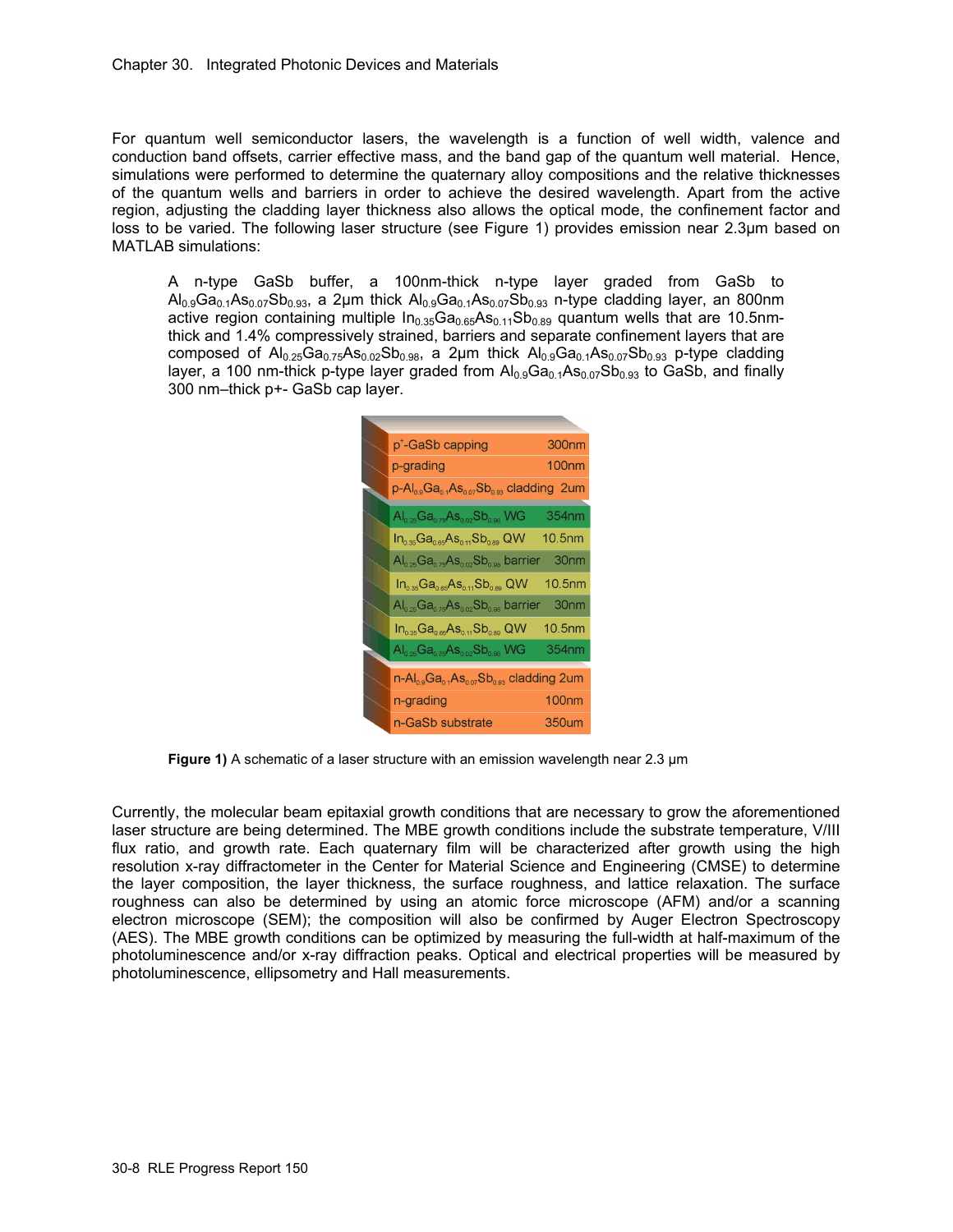For quantum well semiconductor lasers, the wavelength is a function of well width, valence and conduction band offsets, carrier effective mass, and the band gap of the quantum well material. Hence, simulations were performed to determine the quaternary alloy compositions and the relative thicknesses of the quantum wells and barriers in order to achieve the desired wavelength. Apart from the active region, adjusting the cladding layer thickness also allows the optical mode, the confinement factor and loss to be varied. The following laser structure (see Figure 1) provides emission near 2.3μm based on MATLAB simulations:

> A n-type GaSb buffer, a 100nm-thick n-type layer graded from GaSb to $Al_{0.9}Ga_{0.1}As_{0.07}Sb_{0.93}$, a 2μm thick $Al_{0.9}Ga_{0.1}As_{0.07}Sb_{0.93}$ n-type cladding layer, an 800nm active region containing multiple $In_{0.35}Ga_{0.65}As_{0.11}Sb_{0.89}$ quantum wells that are 10.5nm-thick and 1.4% compressively strained, barriers and separate confinement layers that are composed of $Al_{0.25}Ga_{0.75}As_{0.02}Sb_{0.98}$, a 2μm thick $Al_{0.9}Ga_{0.1}As_{0.07}Sb_{0.93}$ p-type cladding layer, a 100 nm-thick p-type layer graded from $Al_{0.9}Ga_{0.1}As_{0.07}Sb_{0.93}$ to GaSb, and finally 300 nm–thick p+- GaSb cap layer.

$p^+$-GaSb capping 300nm
p-grading 100nm
p-$Al_{0.9}Ga_{0.1}As_{0.07}Sb_{0.93}$ cladding 2um
$Al_{0.25}Ga_{0.75}As_{0.02}Sb_{0.98}$ WG 354nm
$In_{0.35}Ga_{0.65}As_{0.11}Sb_{0.89}$ QW 10.5nm
$Al_{0.25}Ga_{0.75}As_{0.02}Sb_{0.98}$ barrier 30nm
$In_{0.35}Ga_{0.65}As_{0.11}Sb_{0.89}$ QW 10.5nm
$Al_{0.25}Ga_{0.75}As_{0.02}Sb_{0.98}$ barrier 30nm
$In_{0.35}Ga_{0.65}As_{0.11}Sb_{0.89}$ QW 10.5nm
$Al_{0.25}Ga_{0.75}As_{0.02}Sb_{0.98}$ WG 354nm
n-$Al_{0.9}Ga_{0.1}As_{0.07}Sb_{0.93}$ cladding 2um
n-grading 100nm
n-GaSb substrate 350um

**Figure 1)** A schematic of a laser structure with an emission wavelength near 2.3 μm

Currently, the molecular beam epitaxial growth conditions that are necessary to grow the aforementioned laser structure are being determined. The MBE growth conditions include the substrate temperature, V/III flux ratio, and growth rate. Each quaternary film will be characterized after growth using the high resolution x-ray diffractometer in the Center for Material Science and Engineering (CMSE) to determine the layer composition, the layer thickness, the surface roughness, and lattice relaxation. The surface roughness can also be determined by using an atomic force microscope (AFM) and/or a scanning electron microscope (SEM); the composition will also be confirmed by Auger Electron Spectroscopy (AES). The MBE growth conditions can be optimized by measuring the full-width at half-maximum of the photoluminescence and/or x-ray diffraction peaks. Optical and electrical properties will be measured by photoluminescence, ellipsometry and Hall measurements.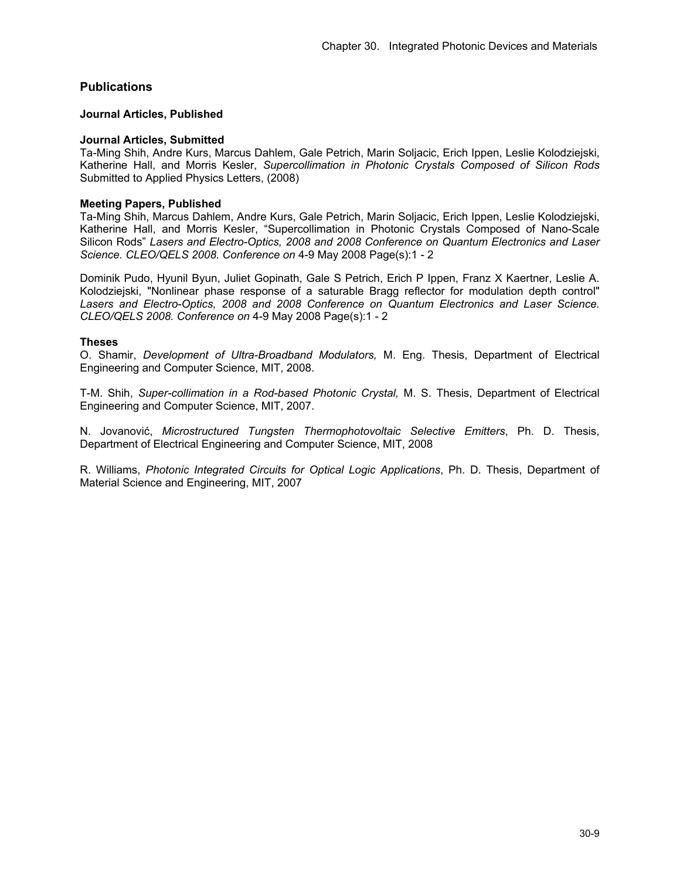## Publications

### Journal Articles, Published

### Journal Articles, Submitted

Ta-Ming Shih, Andre Kurs, Marcus Dahlem, Gale Petrich, Marin Soljacic, Erich Ippen, Leslie Kolodziejski, Katherine Hall, and Morris Kesler, *Supercollimation in Photonic Crystals Composed of Silicon Rods* Submitted to Applied Physics Letters, (2008)

### Meeting Papers, Published

Ta-Ming Shih, Marcus Dahlem, Andre Kurs, Gale Petrich, Marin Soljacic, Erich Ippen, Leslie Kolodziejski, Katherine Hall, and Morris Kesler, "Supercollimation in Photonic Crystals Composed of Nano-Scale Silicon Rods" *Lasers and Electro-Optics, 2008 and 2008 Conference on Quantum Electronics and Laser Science. CLEO/QELS 2008. Conference on* 4-9 May 2008 Page(s):1 - 2

Dominik Pudo, Hyunil Byun, Juliet Gopinath, Gale S Petrich, Erich P Ippen, Franz X Kaertner, Leslie A. Kolodziejski, "Nonlinear phase response of a saturable Bragg reflector for modulation depth control" *Lasers and Electro-Optics, 2008 and 2008 Conference on Quantum Electronics and Laser Science. CLEO/QELS 2008. Conference on* 4-9 May 2008 Page(s):1 - 2

### Theses

O. Shamir, *Development of Ultra-Broadband Modulators,* M. Eng. Thesis, Department of Electrical Engineering and Computer Science, MIT, 2008.

T-M. Shih, *Super-collimation in a Rod-based Photonic Crystal,* M. S. Thesis, Department of Electrical Engineering and Computer Science, MIT, 2007.

N. Jovanović, *Microstructured Tungsten Thermophotovoltaic Selective Emitters*, Ph. D. Thesis, Department of Electrical Engineering and Computer Science, MIT, 2008

R. Williams, *Photonic Integrated Circuits for Optical Logic Applications*, Ph. D. Thesis, Department of Material Science and Engineering, MIT, 2007